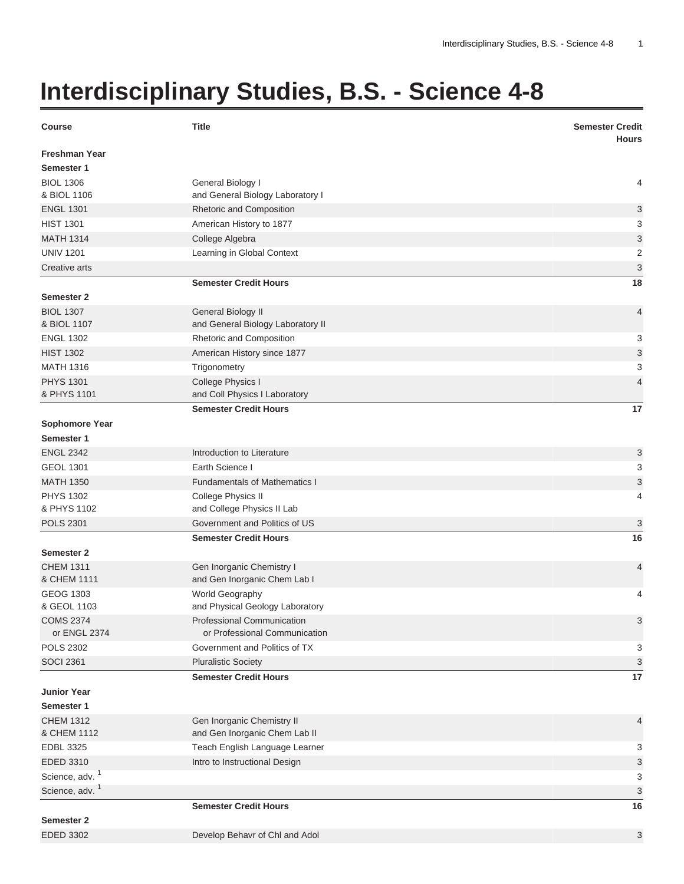# Interdisciplinary Studies, B.S. - Science 4-8

| Course | Title | Semester Credit Hours |
|---|---|---|
| **Freshman Year** | | |
| **Semester 1** | | |
| BIOL 1306 & BIOL 1106 | General Biology I and General Biology Laboratory I | 4 |
| ENGL 1301 | Rhetoric and Composition | 3 |
| HIST 1301 | American History to 1877 | 3 |
| MATH 1314 | College Algebra | 3 |
| UNIV 1201 | Learning in Global Context | 2 |
| Creative arts | | 3 |
| | **Semester Credit Hours** | **18** |
| **Semester 2** | | |
| BIOL 1307 & BIOL 1107 | General Biology II and General Biology Laboratory II | 4 |
| ENGL 1302 | Rhetoric and Composition | 3 |
| HIST 1302 | American History since 1877 | 3 |
| MATH 1316 | Trigonometry | 3 |
| PHYS 1301 & PHYS 1101 | College Physics I and Coll Physics I Laboratory | 4 |
| | **Semester Credit Hours** | **17** |
| **Sophomore Year** | | |
| **Semester 1** | | |
| ENGL 2342 | Introduction to Literature | 3 |
| GEOL 1301 | Earth Science I | 3 |
| MATH 1350 | Fundamentals of Mathematics I | 3 |
| PHYS 1302 & PHYS 1102 | College Physics II and College Physics II Lab | 4 |
| POLS 2301 | Government and Politics of US | 3 |
| | **Semester Credit Hours** | **16** |
| **Semester 2** | | |
| CHEM 1311 & CHEM 1111 | Gen Inorganic Chemistry I and Gen Inorganic Chem Lab I | 4 |
| GEOG 1303 & GEOL 1103 | World Geography and Physical Geology Laboratory | 4 |
| COMS 2374 or ENGL 2374 | Professional Communication or Professional Communication | 3 |
| POLS 2302 | Government and Politics of TX | 3 |
| SOCI 2361 | Pluralistic Society | 3 |
| | **Semester Credit Hours** | **17** |
| **Junior Year** | | |
| **Semester 1** | | |
| CHEM 1312 & CHEM 1112 | Gen Inorganic Chemistry II and Gen Inorganic Chem Lab II | 4 |
| EDBL 3325 | Teach English Language Learner | 3 |
| EDED 3310 | Intro to Instructional Design | 3 |
| Science, adv. [1] | | 3 |
| Science, adv. [1] | | 3 |
| | **Semester Credit Hours** | **16** |
| **Semester 2** | | |
| EDED 3302 | Develop Behavr of Chl and Adol | 3 |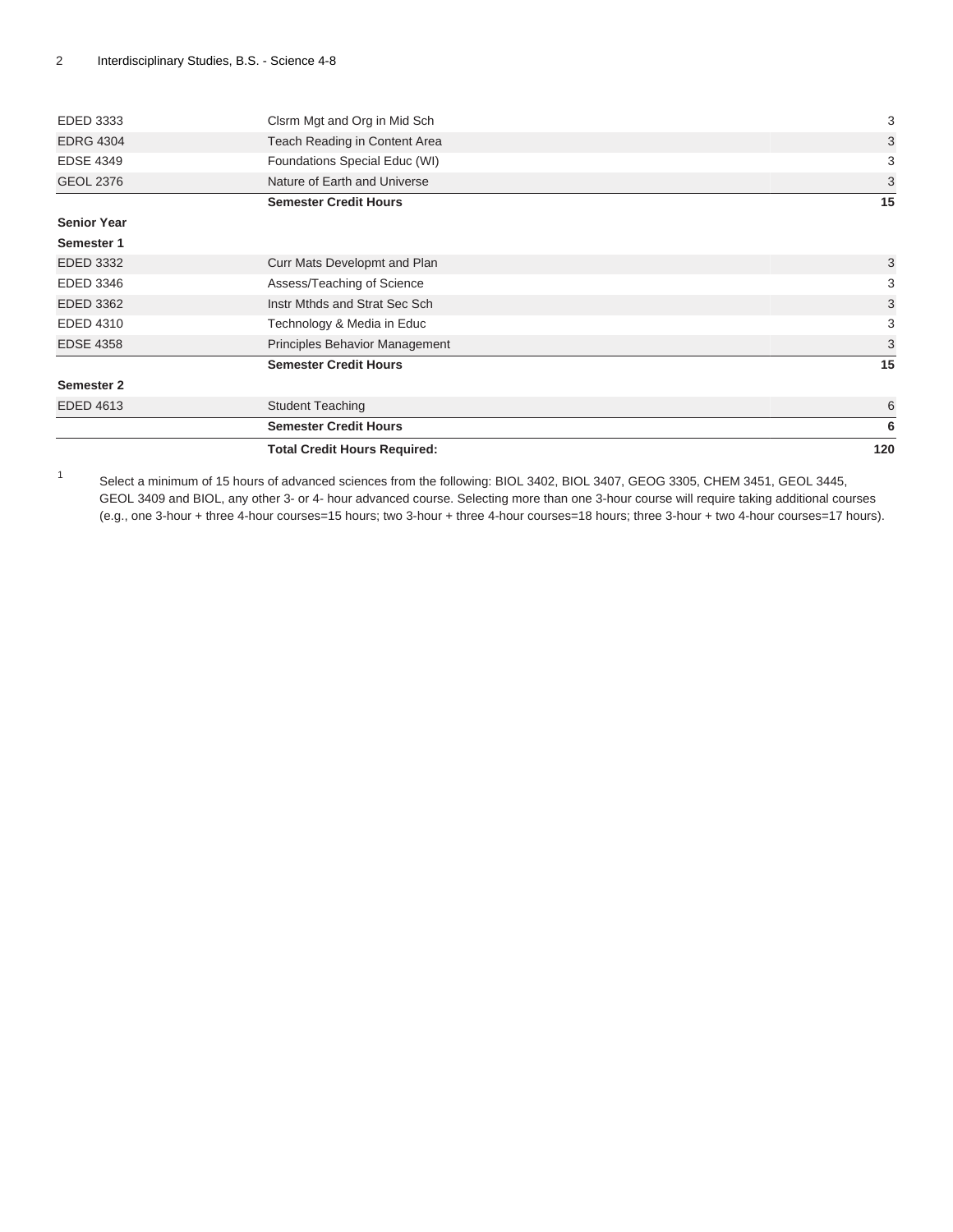| | | |
|---|---|---|
| EDED 3333 | Clsrm Mgt and Org in Mid Sch | 3 |
| EDRG 4304 | Teach Reading in Content Area | 3 |
| EDSE 4349 | Foundations Special Educ (WI) | 3 |
| GEOL 2376 | Nature of Earth and Universe | 3 |
| | **Semester Credit Hours** | **15** |
| **Senior Year** | | |
| **Semester 1** | | |
| EDED 3332 | Curr Mats Developmt and Plan | 3 |
| EDED 3346 | Assess/Teaching of Science | 3 |
| EDED 3362 | Instr Mthds and Strat Sec Sch | 3 |
| EDED 4310 | Technology & Media in Educ | 3 |
| EDSE 4358 | Principles Behavior Management | 3 |
| | **Semester Credit Hours** | **15** |
| **Semester 2** | | |
| EDED 4613 | Student Teaching | 6 |
| | **Semester Credit Hours** | **6** |
| | **Total Credit Hours Required:** | **120** |

[1] Select a minimum of 15 hours of advanced sciences from the following: BIOL 3402, BIOL 3407, GEOG 3305, CHEM 3451, GEOL 3445, GEOL 3409 and BIOL, any other 3- or 4- hour advanced course. Selecting more than one 3-hour course will require taking additional courses (e.g., one 3-hour + three 4-hour courses=15 hours; two 3-hour + three 4-hour courses=18 hours; three 3-hour + two 4-hour courses=17 hours).